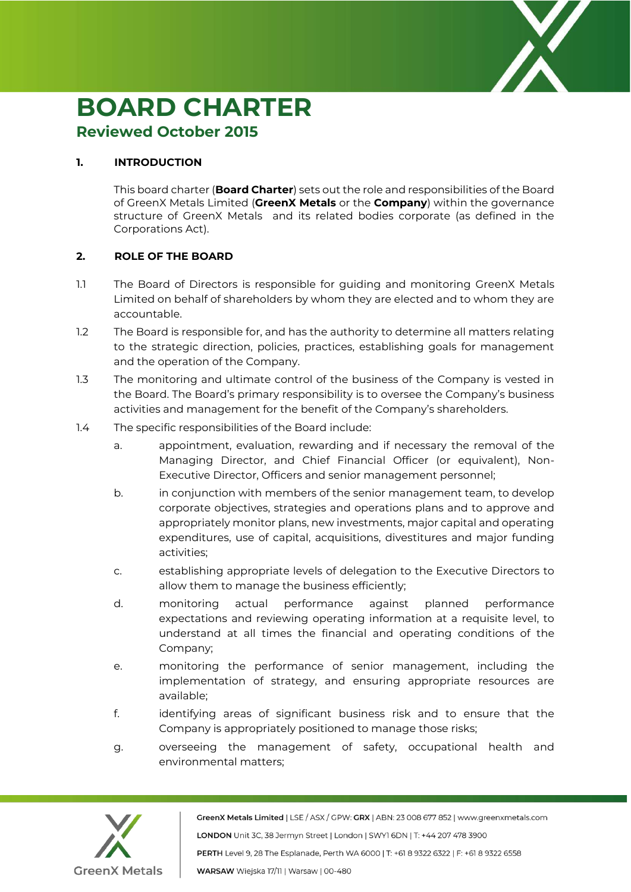# BOARD CHARTER

## Reviewed October 2015

### 1. INTRODUCTION

This board charter (**Board Charter**) sets out the role and responsibilities of the Board of GreenX Metals Limited (**GreenX Metals** or the **Company**) within the governance structure of GreenX Metals and its related bodies corporate (as defined in the Corporations Act).

### 2. ROLE OF THE BOARD

1.1 The Board of Directors is responsible for guiding and monitoring GreenX Metals Limited on behalf of shareholders by whom they are elected and to whom they are accountable.

1.2 The Board is responsible for, and has the authority to determine all matters relating to the strategic direction, policies, practices, establishing goals for management and the operation of the Company.

1.3 The monitoring and ultimate control of the business of the Company is vested in the Board. The Board's primary responsibility is to oversee the Company's business activities and management for the benefit of the Company's shareholders.

1.4 The specific responsibilities of the Board include:

a. appointment, evaluation, rewarding and if necessary the removal of the Managing Director, and Chief Financial Officer (or equivalent), Non-Executive Director, Officers and senior management personnel;

b. in conjunction with members of the senior management team, to develop corporate objectives, strategies and operations plans and to approve and appropriately monitor plans, new investments, major capital and operating expenditures, use of capital, acquisitions, divestitures and major funding activities;

c. establishing appropriate levels of delegation to the Executive Directors to allow them to manage the business efficiently;

d. monitoring actual performance against planned performance expectations and reviewing operating information at a requisite level, to understand at all times the financial and operating conditions of the Company;

e. monitoring the performance of senior management, including the implementation of strategy, and ensuring appropriate resources are available;

f. identifying areas of significant business risk and to ensure that the Company is appropriately positioned to manage those risks;

g. overseeing the management of safety, occupational health and environmental matters;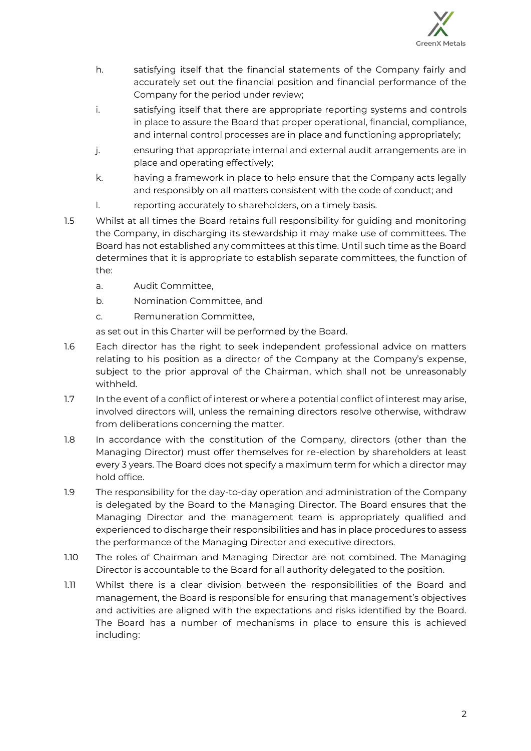h. satisfying itself that the financial statements of the Company fairly and accurately set out the financial position and financial performance of the Company for the period under review;

i. satisfying itself that there are appropriate reporting systems and controls in place to assure the Board that proper operational, financial, compliance, and internal control processes are in place and functioning appropriately;

j. ensuring that appropriate internal and external audit arrangements are in place and operating effectively;

k. having a framework in place to help ensure that the Company acts legally and responsibly on all matters consistent with the code of conduct; and

l. reporting accurately to shareholders, on a timely basis.

1.5 Whilst at all times the Board retains full responsibility for guiding and monitoring the Company, in discharging its stewardship it may make use of committees. The Board has not established any committees at this time. Until such time as the Board determines that it is appropriate to establish separate committees, the function of the:

a. Audit Committee,

b. Nomination Committee, and

c. Remuneration Committee,

as set out in this Charter will be performed by the Board.

1.6 Each director has the right to seek independent professional advice on matters relating to his position as a director of the Company at the Company's expense, subject to the prior approval of the Chairman, which shall not be unreasonably withheld.

1.7 In the event of a conflict of interest or where a potential conflict of interest may arise, involved directors will, unless the remaining directors resolve otherwise, withdraw from deliberations concerning the matter.

1.8 In accordance with the constitution of the Company, directors (other than the Managing Director) must offer themselves for re-election by shareholders at least every 3 years. The Board does not specify a maximum term for which a director may hold office.

1.9 The responsibility for the day-to-day operation and administration of the Company is delegated by the Board to the Managing Director. The Board ensures that the Managing Director and the management team is appropriately qualified and experienced to discharge their responsibilities and has in place procedures to assess the performance of the Managing Director and executive directors.

1.10 The roles of Chairman and Managing Director are not combined. The Managing Director is accountable to the Board for all authority delegated to the position.

1.11 Whilst there is a clear division between the responsibilities of the Board and management, the Board is responsible for ensuring that management's objectives and activities are aligned with the expectations and risks identified by the Board. The Board has a number of mechanisms in place to ensure this is achieved including: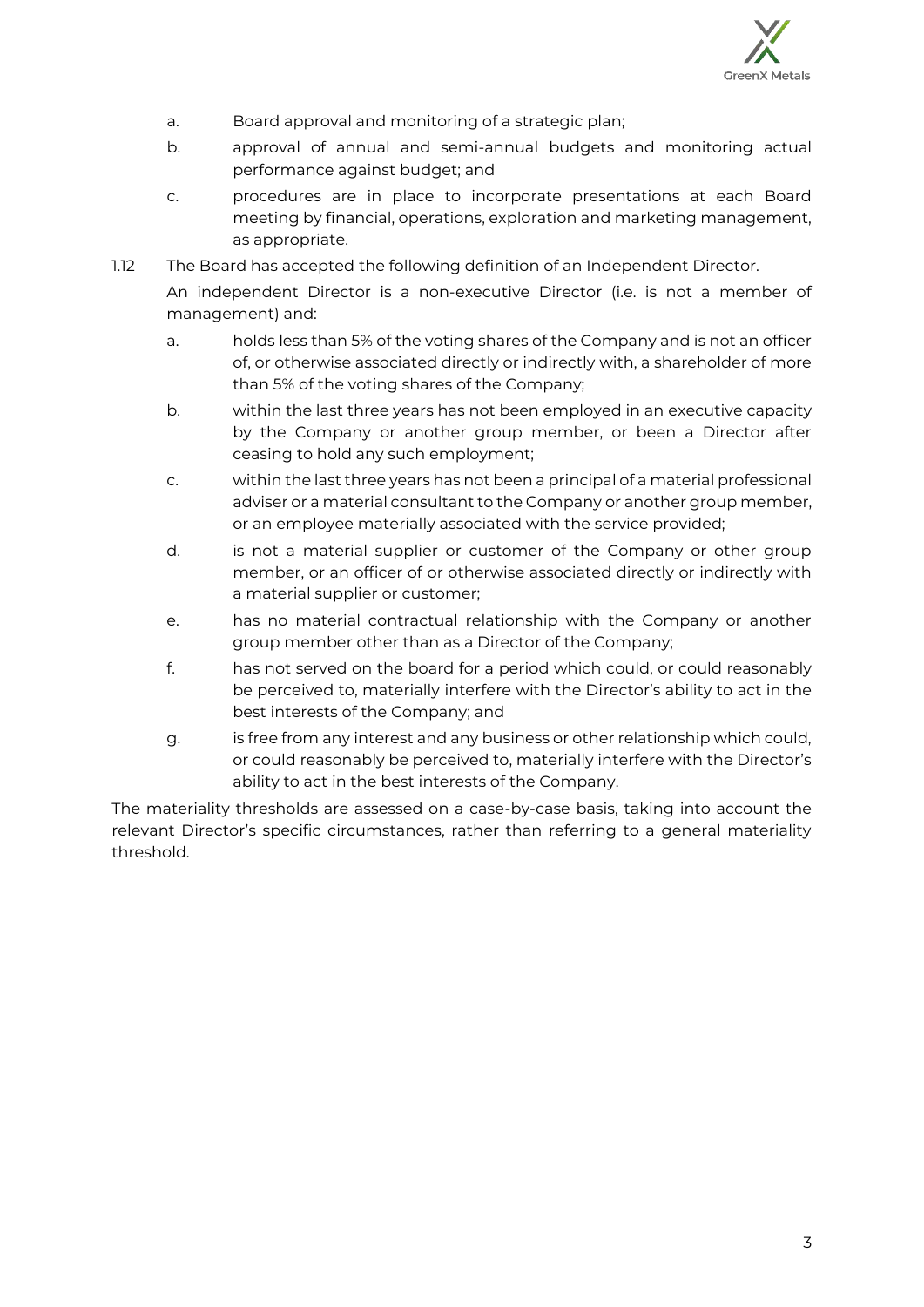a. Board approval and monitoring of a strategic plan;

b. approval of annual and semi-annual budgets and monitoring actual performance against budget; and

c. procedures are in place to incorporate presentations at each Board meeting by financial, operations, exploration and marketing management, as appropriate.

1.12 The Board has accepted the following definition of an Independent Director.

An independent Director is a non-executive Director (i.e. is not a member of management) and:

a. holds less than 5% of the voting shares of the Company and is not an officer of, or otherwise associated directly or indirectly with, a shareholder of more than 5% of the voting shares of the Company;

b. within the last three years has not been employed in an executive capacity by the Company or another group member, or been a Director after ceasing to hold any such employment;

c. within the last three years has not been a principal of a material professional adviser or a material consultant to the Company or another group member, or an employee materially associated with the service provided;

d. is not a material supplier or customer of the Company or other group member, or an officer of or otherwise associated directly or indirectly with a material supplier or customer;

e. has no material contractual relationship with the Company or another group member other than as a Director of the Company;

f. has not served on the board for a period which could, or could reasonably be perceived to, materially interfere with the Director's ability to act in the best interests of the Company; and

g. is free from any interest and any business or other relationship which could, or could reasonably be perceived to, materially interfere with the Director's ability to act in the best interests of the Company.

The materiality thresholds are assessed on a case-by-case basis, taking into account the relevant Director's specific circumstances, rather than referring to a general materiality threshold.